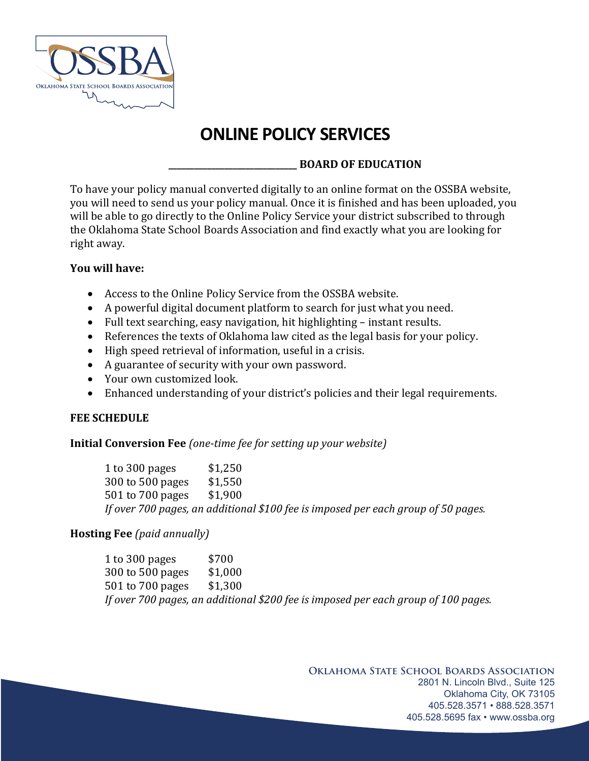# ONLINE POLICY SERVICES

**___________________________ BOARD OF EDUCATION**

To have your policy manual converted digitally to an online format on the OSSBA website, you will need to send us your policy manual. Once it is finished and has been uploaded, you will be able to go directly to the Online Policy Service your district subscribed to through the Oklahoma State School Boards Association and find exactly what you are looking for right away.

**You will have:**

- Access to the Online Policy Service from the OSSBA website.
- A powerful digital document platform to search for just what you need.
- Full text searching, easy navigation, hit highlighting – instant results.
- References the texts of Oklahoma law cited as the legal basis for your policy.
- High speed retrieval of information, useful in a crisis.
- A guarantee of security with your own password.
- Your own customized look.
- Enhanced understanding of your district's policies and their legal requirements.

**FEE SCHEDULE**

**Initial Conversion Fee** *(one-time fee for setting up your website)*

| | |
|---|---|
| 1 to 300 pages | $1,250 |
| 300 to 500 pages | $1,550 |
| 501 to 700 pages | $1,900 |

*If over 700 pages, an additional $100 fee is imposed per each group of 50 pages.*

**Hosting Fee** *(paid annually)*

| | |
|---|---|
| 1 to 300 pages | $700 |
| 300 to 500 pages | $1,000 |
| 501 to 700 pages | $1,300 |

*If over 700 pages, an additional $200 fee is imposed per each group of 100 pages.*

**Oklahoma State School Boards Association**
2801 N. Lincoln Blvd., Suite 125
Oklahoma City, OK 73105
405.528.3571 • 888.528.3571
405.528.5695 fax • www.ossba.org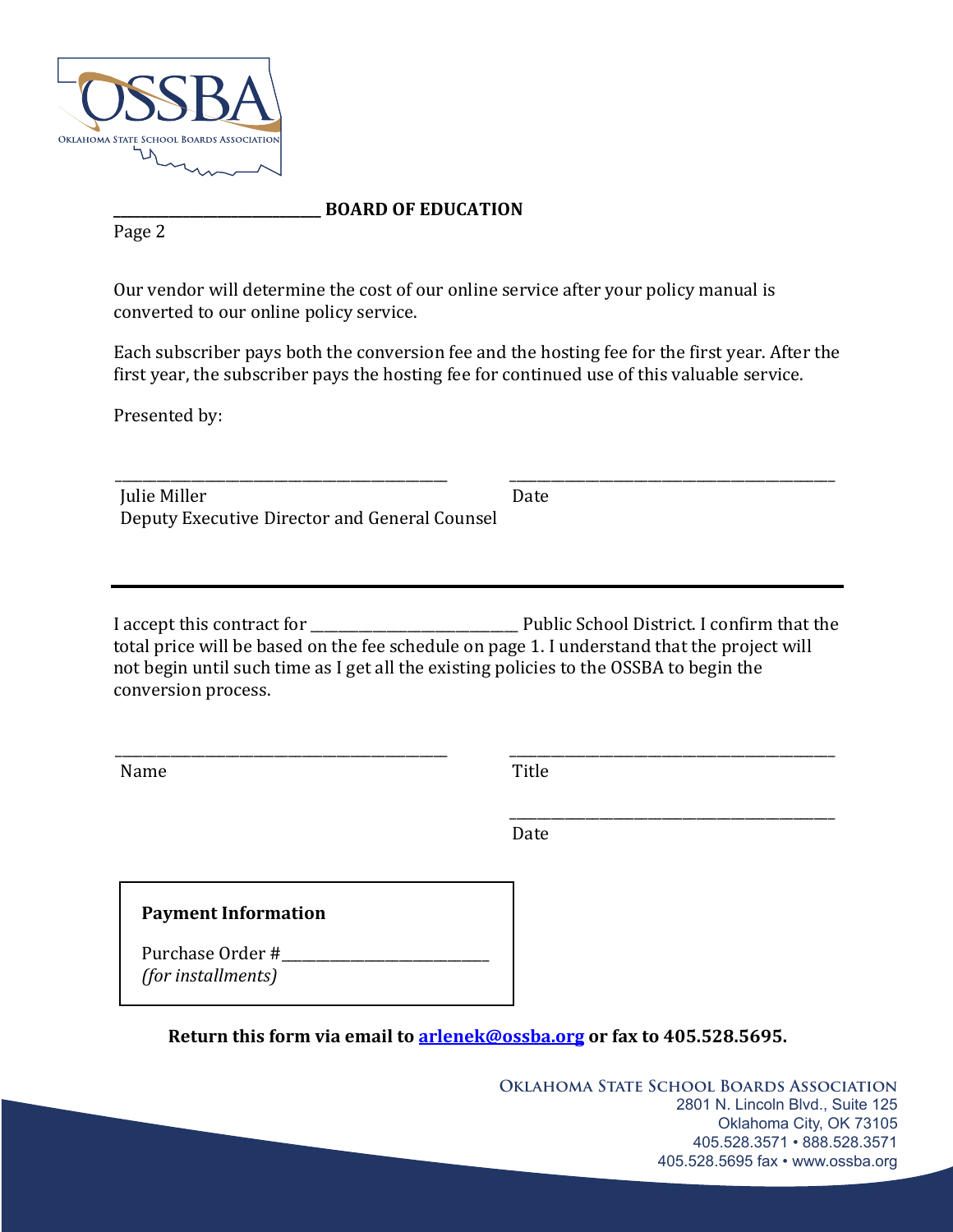**\_\_\_\_\_\_\_\_\_\_\_\_\_\_\_\_\_\_\_\_\_\_\_\_\_\_\_\_\_ BOARD OF EDUCATION**

Page 2

Our vendor will determine the cost of our online service after your policy manual is converted to our online policy service.

Each subscriber pays both the conversion fee and the hosting fee for the first year. After the first year, the subscriber pays the hosting fee for continued use of this valuable service.

Presented by:

\_\_\_\_\_\_\_\_\_\_\_\_\_\_\_\_\_\_\_\_\_\_\_\_\_\_\_\_\_\_\_\_\_\_\_\_\_\_\_\_\_\_\_\_ \_\_\_\_\_\_\_\_\_\_\_\_\_\_\_\_\_\_\_\_\_\_\_\_\_\_\_\_\_\_\_\_\_\_\_\_\_\_\_\_\_\_\_\_

Julie Miller
Deputy Executive Director and General Counsel

Date

---

I accept this contract for \_\_\_\_\_\_\_\_\_\_\_\_\_\_\_\_\_\_\_\_\_\_\_\_\_\_\_\_\_ Public School District. I confirm that the total price will be based on the fee schedule on page 1. I understand that the project will not begin until such time as I get all the existing policies to the OSSBA to begin the conversion process.

\_\_\_\_\_\_\_\_\_\_\_\_\_\_\_\_\_\_\_\_\_\_\_\_\_\_\_\_\_\_\_\_\_\_\_\_\_\_\_\_\_\_\_\_ \_\_\_\_\_\_\_\_\_\_\_\_\_\_\_\_\_\_\_\_\_\_\_\_\_\_\_\_\_\_\_\_\_\_\_\_\_\_\_\_\_\_\_\_

Name

Title

\_\_\_\_\_\_\_\_\_\_\_\_\_\_\_\_\_\_\_\_\_\_\_\_\_\_\_\_\_\_\_\_\_\_\_\_\_\_\_\_\_\_\_\_

Date

**Payment Information**

Purchase Order #\_\_\_\_\_\_\_\_\_\_\_\_\_\_\_\_\_\_\_\_\_\_\_\_\_\_\_\_
*(for installments)*

**Return this form via email to arlenek@ossba.org or fax to 405.528.5695.**

Oklahoma State School Boards Association
2801 N. Lincoln Blvd., Suite 125
Oklahoma City, OK 73105
405.528.3571 • 888.528.3571
405.528.5695 fax • www.ossba.org